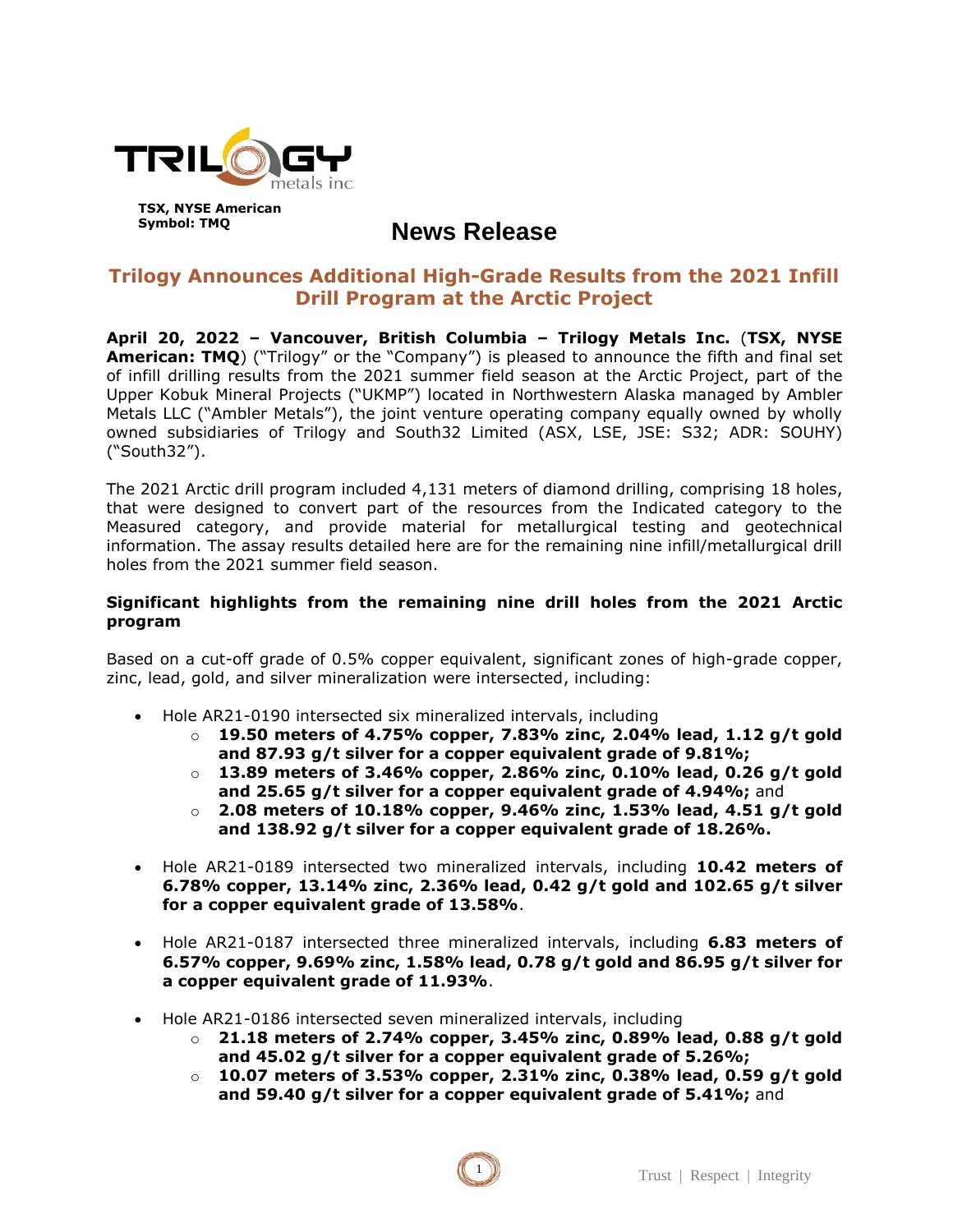TSX, NYSE American
Symbol: TMQ

# News Release

## Trilogy Announces Additional High-Grade Results from the 2021 Infill Drill Program at the Arctic Project

**April 20, 2022 – Vancouver, British Columbia – Trilogy Metals Inc.** (**TSX, NYSE American: TMQ**) ("Trilogy" or the "Company") is pleased to announce the fifth and final set of infill drilling results from the 2021 summer field season at the Arctic Project, part of the Upper Kobuk Mineral Projects ("UKMP") located in Northwestern Alaska managed by Ambler Metals LLC ("Ambler Metals"), the joint venture operating company equally owned by wholly owned subsidiaries of Trilogy and South32 Limited (ASX, LSE, JSE: S32; ADR: SOUHY) ("South32").

The 2021 Arctic drill program included 4,131 meters of diamond drilling, comprising 18 holes, that were designed to convert part of the resources from the Indicated category to the Measured category, and provide material for metallurgical testing and geotechnical information. The assay results detailed here are for the remaining nine infill/metallurgical drill holes from the 2021 summer field season.

### Significant highlights from the remaining nine drill holes from the 2021 Arctic program

Based on a cut-off grade of 0.5% copper equivalent, significant zones of high-grade copper, zinc, lead, gold, and silver mineralization were intersected, including:

- Hole AR21-0190 intersected six mineralized intervals, including
  - **19.50 meters of 4.75% copper, 7.83% zinc, 2.04% lead, 1.12 g/t gold and 87.93 g/t silver for a copper equivalent grade of 9.81%;**
  - **13.89 meters of 3.46% copper, 2.86% zinc, 0.10% lead, 0.26 g/t gold and 25.65 g/t silver for a copper equivalent grade of 4.94%;** and
  - **2.08 meters of 10.18% copper, 9.46% zinc, 1.53% lead, 4.51 g/t gold and 138.92 g/t silver for a copper equivalent grade of 18.26%.**
- Hole AR21-0189 intersected two mineralized intervals, including **10.42 meters of 6.78% copper, 13.14% zinc, 2.36% lead, 0.42 g/t gold and 102.65 g/t silver for a copper equivalent grade of 13.58%**.
- Hole AR21-0187 intersected three mineralized intervals, including **6.83 meters of 6.57% copper, 9.69% zinc, 1.58% lead, 0.78 g/t gold and 86.95 g/t silver for a copper equivalent grade of 11.93%**.
- Hole AR21-0186 intersected seven mineralized intervals, including
  - **21.18 meters of 2.74% copper, 3.45% zinc, 0.89% lead, 0.88 g/t gold and 45.02 g/t silver for a copper equivalent grade of 5.26%;**
  - **10.07 meters of 3.53% copper, 2.31% zinc, 0.38% lead, 0.59 g/t gold and 59.40 g/t silver for a copper equivalent grade of 5.41%;** and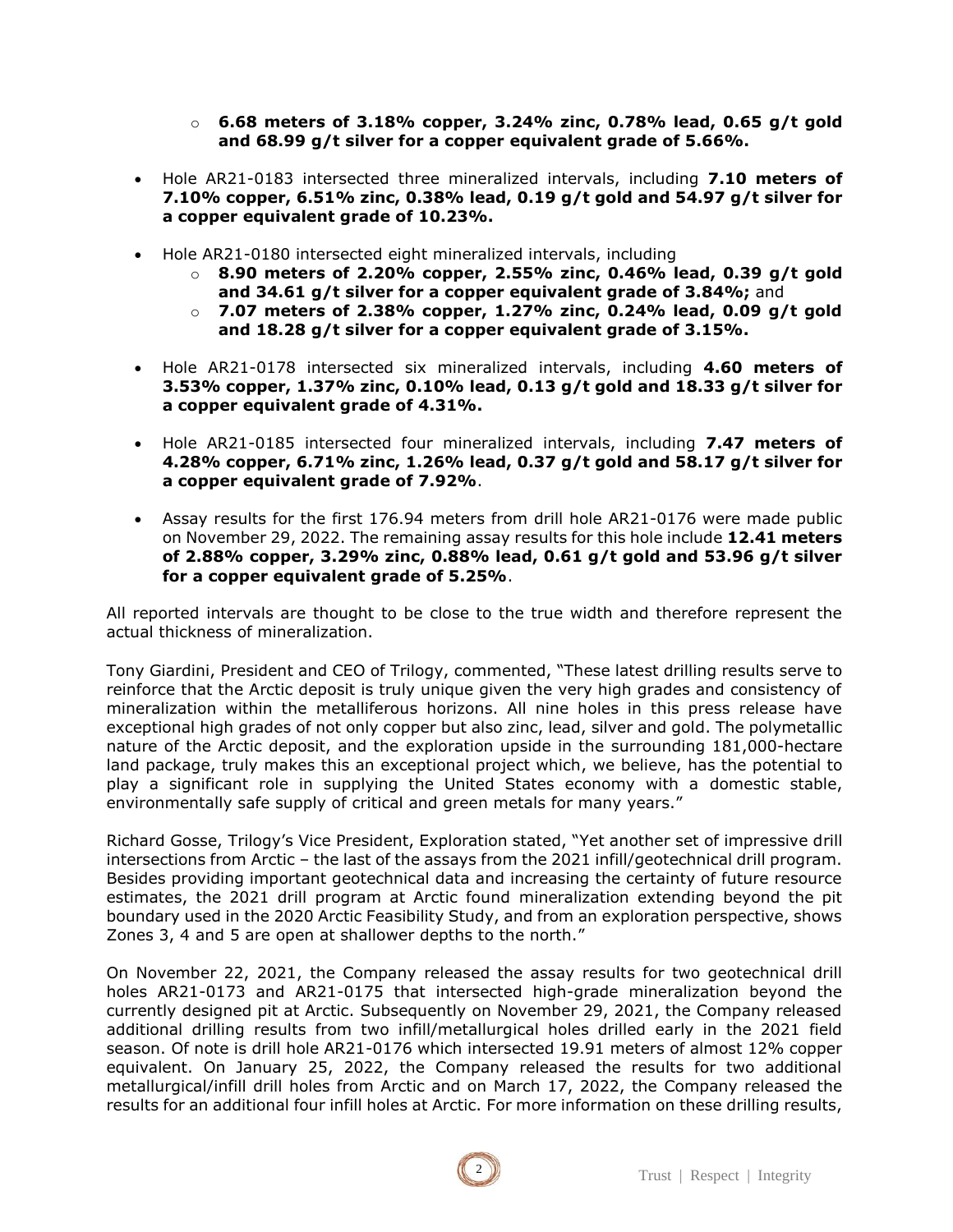- **6.68 meters of 3.18% copper, 3.24% zinc, 0.78% lead, 0.65 g/t gold and 68.99 g/t silver for a copper equivalent grade of 5.66%.**

- Hole AR21-0183 intersected three mineralized intervals, including **7.10 meters of 7.10% copper, 6.51% zinc, 0.38% lead, 0.19 g/t gold and 54.97 g/t silver for a copper equivalent grade of 10.23%.**

- Hole AR21-0180 intersected eight mineralized intervals, including
    - **8.90 meters of 2.20% copper, 2.55% zinc, 0.46% lead, 0.39 g/t gold and 34.61 g/t silver for a copper equivalent grade of 3.84%;** and
    - **7.07 meters of 2.38% copper, 1.27% zinc, 0.24% lead, 0.09 g/t gold and 18.28 g/t silver for a copper equivalent grade of 3.15%.**

- Hole AR21-0178 intersected six mineralized intervals, including **4.60 meters of 3.53% copper, 1.37% zinc, 0.10% lead, 0.13 g/t gold and 18.33 g/t silver for a copper equivalent grade of 4.31%.**

- Hole AR21-0185 intersected four mineralized intervals, including **7.47 meters of 4.28% copper, 6.71% zinc, 1.26% lead, 0.37 g/t gold and 58.17 g/t silver for a copper equivalent grade of 7.92%**.

- Assay results for the first 176.94 meters from drill hole AR21-0176 were made public on November 29, 2022. The remaining assay results for this hole include **12.41 meters of 2.88% copper, 3.29% zinc, 0.88% lead, 0.61 g/t gold and 53.96 g/t silver for a copper equivalent grade of 5.25%**.

All reported intervals are thought to be close to the true width and therefore represent the actual thickness of mineralization.

Tony Giardini, President and CEO of Trilogy, commented, "These latest drilling results serve to reinforce that the Arctic deposit is truly unique given the very high grades and consistency of mineralization within the metalliferous horizons. All nine holes in this press release have exceptional high grades of not only copper but also zinc, lead, silver and gold. The polymetallic nature of the Arctic deposit, and the exploration upside in the surrounding 181,000-hectare land package, truly makes this an exceptional project which, we believe, has the potential to play a significant role in supplying the United States economy with a domestic stable, environmentally safe supply of critical and green metals for many years."

Richard Gosse, Trilogy's Vice President, Exploration stated, "Yet another set of impressive drill intersections from Arctic – the last of the assays from the 2021 infill/geotechnical drill program. Besides providing important geotechnical data and increasing the certainty of future resource estimates, the 2021 drill program at Arctic found mineralization extending beyond the pit boundary used in the 2020 Arctic Feasibility Study, and from an exploration perspective, shows Zones 3, 4 and 5 are open at shallower depths to the north."

On November 22, 2021, the Company released the assay results for two geotechnical drill holes AR21-0173 and AR21-0175 that intersected high-grade mineralization beyond the currently designed pit at Arctic. Subsequently on November 29, 2021, the Company released additional drilling results from two infill/metallurgical holes drilled early in the 2021 field season. Of note is drill hole AR21-0176 which intersected 19.91 meters of almost 12% copper equivalent. On January 25, 2022, the Company released the results for two additional metallurgical/infill drill holes from Arctic and on March 17, 2022, the Company released the results for an additional four infill holes at Arctic. For more information on these drilling results,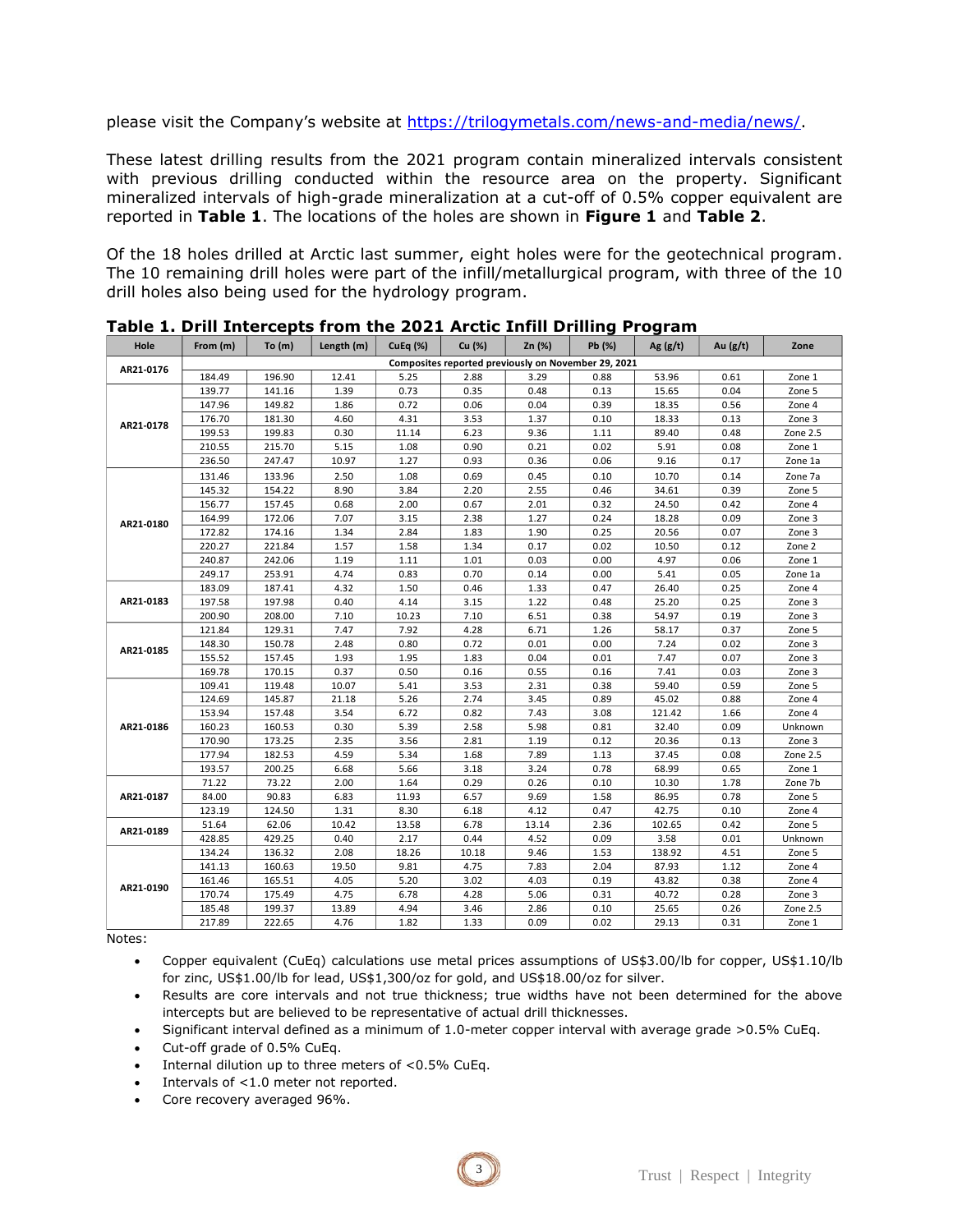please visit the Company's website at https://trilogymetals.com/news-and-media/news/.

These latest drilling results from the 2021 program contain mineralized intervals consistent with previous drilling conducted within the resource area on the property. Significant mineralized intervals of high-grade mineralization at a cut-off of 0.5% copper equivalent are reported in **Table 1**. The locations of the holes are shown in **Figure 1** and **Table 2**.

Of the 18 holes drilled at Arctic last summer, eight holes were for the geotechnical program. The 10 remaining drill holes were part of the infill/metallurgical program, with three of the 10 drill holes also being used for the hydrology program.

**Table 1. Drill Intercepts from the 2021 Arctic Infill Drilling Program**

| Hole | From (m) | To (m) | Length (m) | CuEq (%) | Cu (%) | Zn (%) | Pb (%) | Ag (g/t) | Au (g/t) | Zone |
|---|---|---|---|---|---|---|---|---|---|---|
| AR21-0176 | Composites reported previously on November 29, 2021 | | | | | | | | | |
| AR21-0178 | 184.49 | 196.90 | 12.41 | 5.25 | 2.88 | 3.29 | 0.88 | 53.96 | 0.61 | Zone 1 |
| | 139.77 | 141.16 | 1.39 | 0.73 | 0.35 | 0.48 | 0.13 | 15.65 | 0.04 | Zone 5 |
| | 147.96 | 149.82 | 1.86 | 0.72 | 0.06 | 0.04 | 0.39 | 18.35 | 0.56 | Zone 4 |
| | 176.70 | 181.30 | 4.60 | 4.31 | 3.53 | 1.37 | 0.10 | 18.33 | 0.13 | Zone 3 |
| | 199.53 | 199.83 | 0.30 | 11.14 | 6.23 | 9.36 | 1.11 | 89.40 | 0.48 | Zone 2.5 |
| | 210.55 | 215.70 | 5.15 | 1.08 | 0.90 | 0.21 | 0.02 | 5.91 | 0.08 | Zone 1 |
| | 236.50 | 247.47 | 10.97 | 1.27 | 0.93 | 0.36 | 0.06 | 9.16 | 0.17 | Zone 1a |
| AR21-0180 | 131.46 | 133.96 | 2.50 | 1.08 | 0.69 | 0.45 | 0.10 | 10.70 | 0.14 | Zone 7a |
| | 145.32 | 154.22 | 8.90 | 3.84 | 2.20 | 2.55 | 0.46 | 34.61 | 0.39 | Zone 5 |
| | 156.77 | 157.45 | 0.68 | 2.00 | 0.67 | 2.01 | 0.32 | 24.50 | 0.42 | Zone 4 |
| | 164.99 | 172.06 | 7.07 | 3.15 | 2.38 | 1.27 | 0.24 | 18.28 | 0.09 | Zone 3 |
| | 172.82 | 174.16 | 1.34 | 2.84 | 1.83 | 1.90 | 0.25 | 20.56 | 0.07 | Zone 3 |
| | 220.27 | 221.84 | 1.57 | 1.58 | 1.34 | 0.17 | 0.02 | 10.50 | 0.12 | Zone 2 |
| | 240.87 | 242.06 | 1.19 | 1.11 | 1.01 | 0.03 | 0.00 | 4.97 | 0.06 | Zone 1 |
| | 249.17 | 253.91 | 4.74 | 0.83 | 0.70 | 0.14 | 0.00 | 5.41 | 0.05 | Zone 1a |
| AR21-0183 | 183.09 | 187.41 | 4.32 | 1.50 | 0.46 | 1.33 | 0.47 | 26.40 | 0.25 | Zone 4 |
| | 197.58 | 197.98 | 0.40 | 4.14 | 3.15 | 1.22 | 0.48 | 25.20 | 0.25 | Zone 3 |
| | 200.90 | 208.00 | 7.10 | 10.23 | 7.10 | 6.51 | 0.38 | 54.97 | 0.19 | Zone 3 |
| AR21-0185 | 121.84 | 129.31 | 7.47 | 7.92 | 4.28 | 6.71 | 1.26 | 58.17 | 0.37 | Zone 5 |
| | 148.30 | 150.78 | 2.48 | 0.80 | 0.72 | 0.01 | 0.00 | 7.24 | 0.02 | Zone 3 |
| | 155.52 | 157.45 | 1.93 | 1.95 | 1.83 | 0.04 | 0.01 | 7.47 | 0.07 | Zone 3 |
| | 169.78 | 170.15 | 0.37 | 0.50 | 0.16 | 0.55 | 0.16 | 7.41 | 0.03 | Zone 3 |
| AR21-0186 | 109.41 | 119.48 | 10.07 | 5.41 | 3.53 | 2.31 | 0.38 | 59.40 | 0.59 | Zone 5 |
| | 124.69 | 145.87 | 21.18 | 5.26 | 2.74 | 3.45 | 0.89 | 45.02 | 0.88 | Zone 4 |
| | 153.94 | 157.48 | 3.54 | 6.72 | 0.82 | 7.43 | 3.08 | 121.42 | 1.66 | Zone 4 |
| | 160.23 | 160.53 | 0.30 | 5.39 | 2.58 | 5.98 | 0.81 | 32.40 | 0.09 | Unknown |
| | 170.90 | 173.25 | 2.35 | 3.56 | 2.81 | 1.19 | 0.12 | 20.36 | 0.13 | Zone 3 |
| | 177.94 | 182.53 | 4.59 | 5.34 | 1.68 | 7.89 | 1.13 | 37.45 | 0.08 | Zone 2.5 |
| | 193.57 | 200.25 | 6.68 | 5.66 | 3.18 | 3.24 | 0.78 | 68.99 | 0.65 | Zone 1 |
| AR21-0187 | 71.22 | 73.22 | 2.00 | 1.64 | 0.29 | 0.26 | 0.10 | 10.30 | 1.78 | Zone 7b |
| | 84.00 | 90.83 | 6.83 | 11.93 | 6.57 | 9.69 | 1.58 | 86.95 | 0.78 | Zone 5 |
| | 123.19 | 124.50 | 1.31 | 8.30 | 6.18 | 4.12 | 0.47 | 42.75 | 0.10 | Zone 4 |
| AR21-0189 | 51.64 | 62.06 | 10.42 | 13.58 | 6.78 | 13.14 | 2.36 | 102.65 | 0.42 | Zone 5 |
| | 428.85 | 429.25 | 0.40 | 2.17 | 0.44 | 4.52 | 0.09 | 3.58 | 0.01 | Unknown |
| AR21-0190 | 134.24 | 136.32 | 2.08 | 18.26 | 10.18 | 9.46 | 1.53 | 138.92 | 4.51 | Zone 5 |
| | 141.13 | 160.63 | 19.50 | 9.81 | 4.75 | 7.83 | 2.04 | 87.93 | 1.12 | Zone 4 |
| | 161.46 | 165.51 | 4.05 | 5.20 | 3.02 | 4.03 | 0.19 | 43.82 | 0.38 | Zone 4 |
| | 170.74 | 175.49 | 4.75 | 6.78 | 4.28 | 5.06 | 0.31 | 40.72 | 0.28 | Zone 3 |
| | 185.48 | 199.37 | 13.89 | 4.94 | 3.46 | 2.86 | 0.10 | 25.65 | 0.26 | Zone 2.5 |
| | 217.89 | 222.65 | 4.76 | 1.82 | 1.33 | 0.09 | 0.02 | 29.13 | 0.31 | Zone 1 |

Notes:

- Copper equivalent (CuEq) calculations use metal prices assumptions of US$3.00/lb for copper, US$1.10/lb for zinc, US$1.00/lb for lead, US$1,300/oz for gold, and US$18.00/oz for silver.
- Results are core intervals and not true thickness; true widths have not been determined for the above intercepts but are believed to be representative of actual drill thicknesses.
- Significant interval defined as a minimum of 1.0-meter copper interval with average grade >0.5% CuEq.
- Cut-off grade of 0.5% CuEq.
- Internal dilution up to three meters of <0.5% CuEq.
- Intervals of <1.0 meter not reported.
- Core recovery averaged 96%.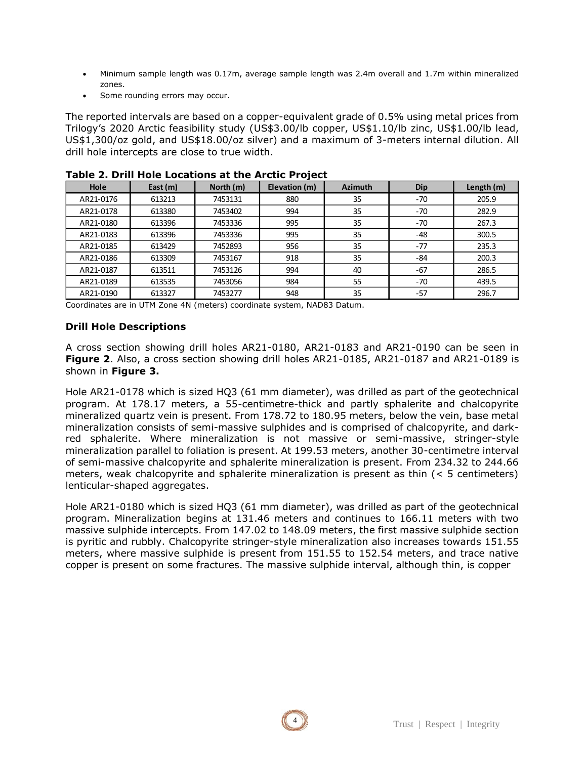- Minimum sample length was 0.17m, average sample length was 2.4m overall and 1.7m within mineralized zones.
- Some rounding errors may occur.

The reported intervals are based on a copper-equivalent grade of 0.5% using metal prices from Trilogy's 2020 Arctic feasibility study (US$3.00/lb copper, US$1.10/lb zinc, US$1.00/lb lead, US$1,300/oz gold, and US$18.00/oz silver) and a maximum of 3-meters internal dilution. All drill hole intercepts are close to true width.

**Table 2. Drill Hole Locations at the Arctic Project**

| Hole | East (m) | North (m) | Elevation (m) | Azimuth | Dip | Length (m) |
|---|---|---|---|---|---|---|
| AR21-0176 | 613213 | 7453131 | 880 | 35 | -70 | 205.9 |
| AR21-0178 | 613380 | 7453402 | 994 | 35 | -70 | 282.9 |
| AR21-0180 | 613396 | 7453336 | 995 | 35 | -70 | 267.3 |
| AR21-0183 | 613396 | 7453336 | 995 | 35 | -48 | 300.5 |
| AR21-0185 | 613429 | 7452893 | 956 | 35 | -77 | 235.3 |
| AR21-0186 | 613309 | 7453167 | 918 | 35 | -84 | 200.3 |
| AR21-0187 | 613511 | 7453126 | 994 | 40 | -67 | 286.5 |
| AR21-0189 | 613535 | 7453056 | 984 | 55 | -70 | 439.5 |
| AR21-0190 | 613327 | 7453277 | 948 | 35 | -57 | 296.7 |

Coordinates are in UTM Zone 4N (meters) coordinate system, NAD83 Datum.

## Drill Hole Descriptions

A cross section showing drill holes AR21-0180, AR21-0183 and AR21-0190 can be seen in **Figure 2**. Also, a cross section showing drill holes AR21-0185, AR21-0187 and AR21-0189 is shown in **Figure 3.**

Hole AR21-0178 which is sized HQ3 (61 mm diameter), was drilled as part of the geotechnical program. At 178.17 meters, a 55-centimetre-thick and partly sphalerite and chalcopyrite mineralized quartz vein is present. From 178.72 to 180.95 meters, below the vein, base metal mineralization consists of semi-massive sulphides and is comprised of chalcopyrite, and dark-red sphalerite. Where mineralization is not massive or semi-massive, stringer-style mineralization parallel to foliation is present. At 199.53 meters, another 30-centimetre interval of semi-massive chalcopyrite and sphalerite mineralization is present. From 234.32 to 244.66 meters, weak chalcopyrite and sphalerite mineralization is present as thin (< 5 centimeters) lenticular-shaped aggregates.

Hole AR21-0180 which is sized HQ3 (61 mm diameter), was drilled as part of the geotechnical program. Mineralization begins at 131.46 meters and continues to 166.11 meters with two massive sulphide intercepts. From 147.02 to 148.09 meters, the first massive sulphide section is pyritic and rubbly. Chalcopyrite stringer-style mineralization also increases towards 151.55 meters, where massive sulphide is present from 151.55 to 152.54 meters, and trace native copper is present on some fractures. The massive sulphide interval, although thin, is copper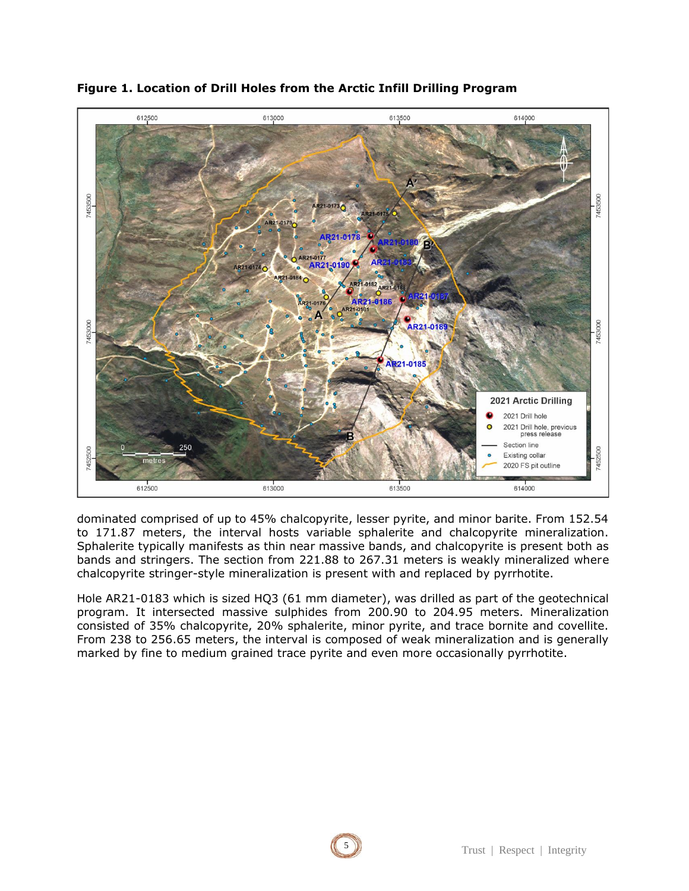**Figure 1. Location of Drill Holes from the Arctic Infill Drilling Program**

dominated comprised of up to 45% chalcopyrite, lesser pyrite, and minor barite. From 152.54 to 171.87 meters, the interval hosts variable sphalerite and chalcopyrite mineralization. Sphalerite typically manifests as thin near massive bands, and chalcopyrite is present both as bands and stringers. The section from 221.88 to 267.31 meters is weakly mineralized where chalcopyrite stringer-style mineralization is present with and replaced by pyrrhotite.

Hole AR21-0183 which is sized HQ3 (61 mm diameter), was drilled as part of the geotechnical program. It intersected massive sulphides from 200.90 to 204.95 meters. Mineralization consisted of 35% chalcopyrite, 20% sphalerite, minor pyrite, and trace bornite and covellite. From 238 to 256.65 meters, the interval is composed of weak mineralization and is generally marked by fine to medium grained trace pyrite and even more occasionally pyrrhotite.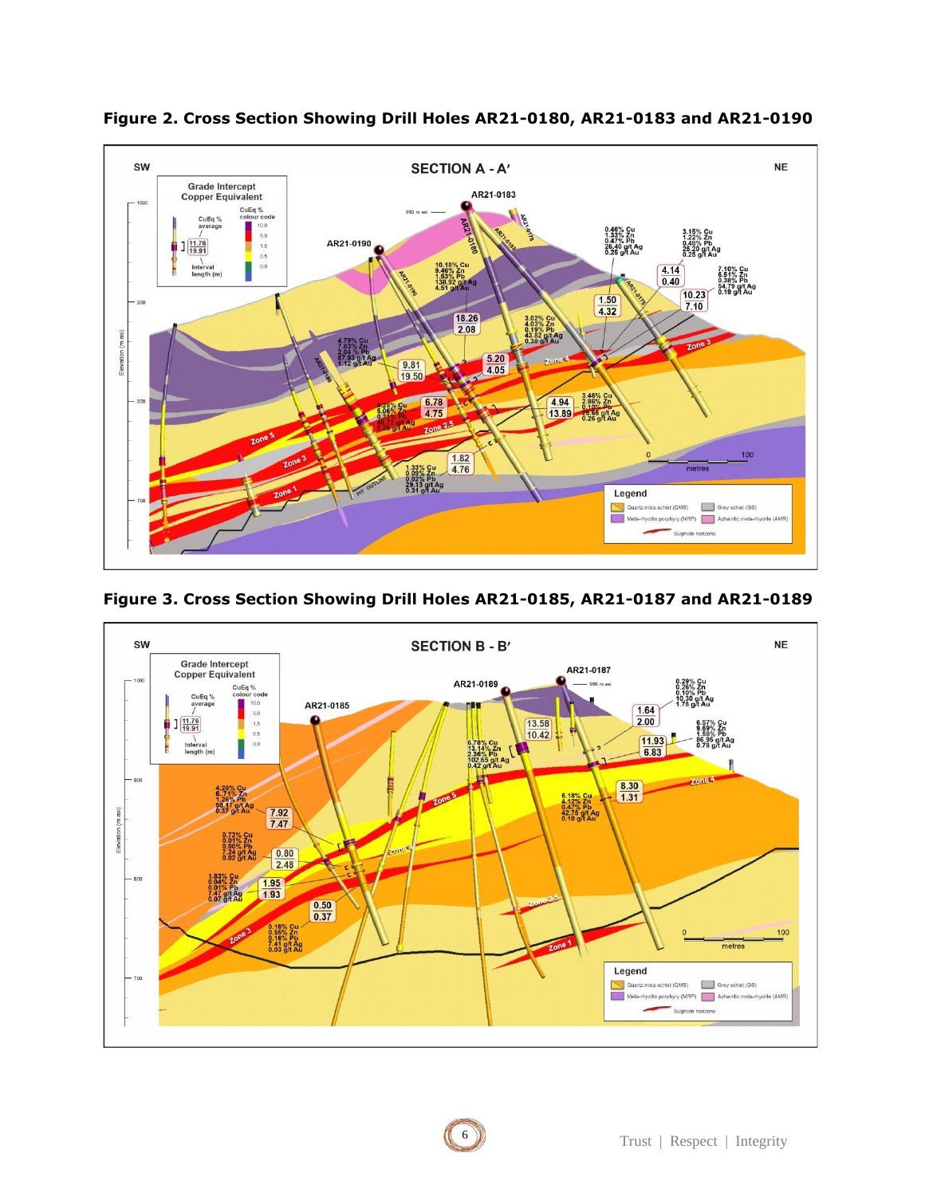**Figure 2. Cross Section Showing Drill Holes AR21-0180, AR21-0183 and AR21-0190**

**Figure 3. Cross Section Showing Drill Holes AR21-0185, AR21-0187 and AR21-0189**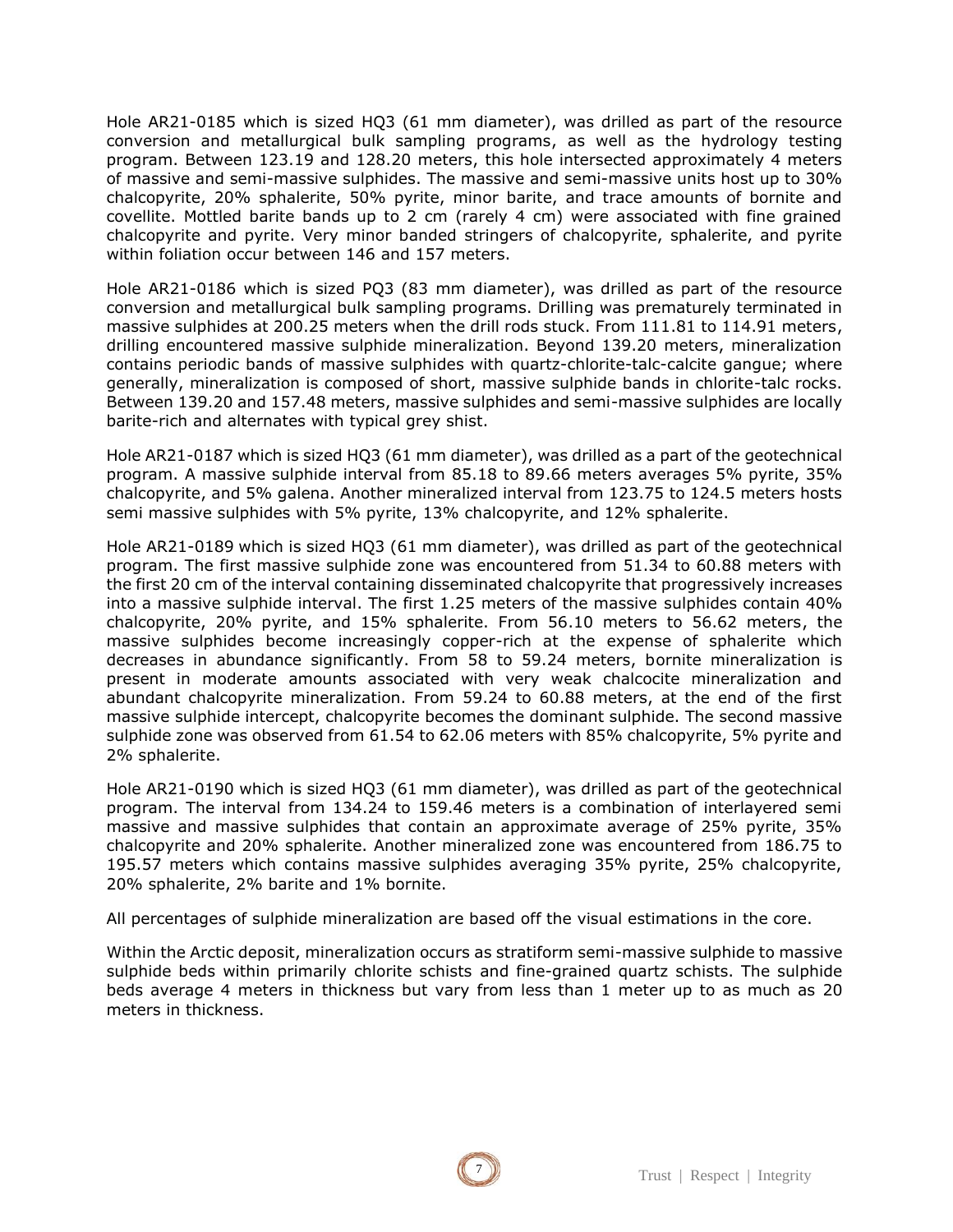Hole AR21-0185 which is sized HQ3 (61 mm diameter), was drilled as part of the resource conversion and metallurgical bulk sampling programs, as well as the hydrology testing program. Between 123.19 and 128.20 meters, this hole intersected approximately 4 meters of massive and semi-massive sulphides. The massive and semi-massive units host up to 30% chalcopyrite, 20% sphalerite, 50% pyrite, minor barite, and trace amounts of bornite and covellite. Mottled barite bands up to 2 cm (rarely 4 cm) were associated with fine grained chalcopyrite and pyrite. Very minor banded stringers of chalcopyrite, sphalerite, and pyrite within foliation occur between 146 and 157 meters.

Hole AR21-0186 which is sized PQ3 (83 mm diameter), was drilled as part of the resource conversion and metallurgical bulk sampling programs. Drilling was prematurely terminated in massive sulphides at 200.25 meters when the drill rods stuck. From 111.81 to 114.91 meters, drilling encountered massive sulphide mineralization. Beyond 139.20 meters, mineralization contains periodic bands of massive sulphides with quartz-chlorite-talc-calcite gangue; where generally, mineralization is composed of short, massive sulphide bands in chlorite-talc rocks. Between 139.20 and 157.48 meters, massive sulphides and semi-massive sulphides are locally barite-rich and alternates with typical grey shist.

Hole AR21-0187 which is sized HQ3 (61 mm diameter), was drilled as a part of the geotechnical program. A massive sulphide interval from 85.18 to 89.66 meters averages 5% pyrite, 35% chalcopyrite, and 5% galena. Another mineralized interval from 123.75 to 124.5 meters hosts semi massive sulphides with 5% pyrite, 13% chalcopyrite, and 12% sphalerite.

Hole AR21-0189 which is sized HQ3 (61 mm diameter), was drilled as part of the geotechnical program. The first massive sulphide zone was encountered from 51.34 to 60.88 meters with the first 20 cm of the interval containing disseminated chalcopyrite that progressively increases into a massive sulphide interval. The first 1.25 meters of the massive sulphides contain 40% chalcopyrite, 20% pyrite, and 15% sphalerite. From 56.10 meters to 56.62 meters, the massive sulphides become increasingly copper-rich at the expense of sphalerite which decreases in abundance significantly. From 58 to 59.24 meters, bornite mineralization is present in moderate amounts associated with very weak chalcocite mineralization and abundant chalcopyrite mineralization. From 59.24 to 60.88 meters, at the end of the first massive sulphide intercept, chalcopyrite becomes the dominant sulphide. The second massive sulphide zone was observed from 61.54 to 62.06 meters with 85% chalcopyrite, 5% pyrite and 2% sphalerite.

Hole AR21-0190 which is sized HQ3 (61 mm diameter), was drilled as part of the geotechnical program. The interval from 134.24 to 159.46 meters is a combination of interlayered semi massive and massive sulphides that contain an approximate average of 25% pyrite, 35% chalcopyrite and 20% sphalerite. Another mineralized zone was encountered from 186.75 to 195.57 meters which contains massive sulphides averaging 35% pyrite, 25% chalcopyrite, 20% sphalerite, 2% barite and 1% bornite.

All percentages of sulphide mineralization are based off the visual estimations in the core.

Within the Arctic deposit, mineralization occurs as stratiform semi-massive sulphide to massive sulphide beds within primarily chlorite schists and fine-grained quartz schists. The sulphide beds average 4 meters in thickness but vary from less than 1 meter up to as much as 20 meters in thickness.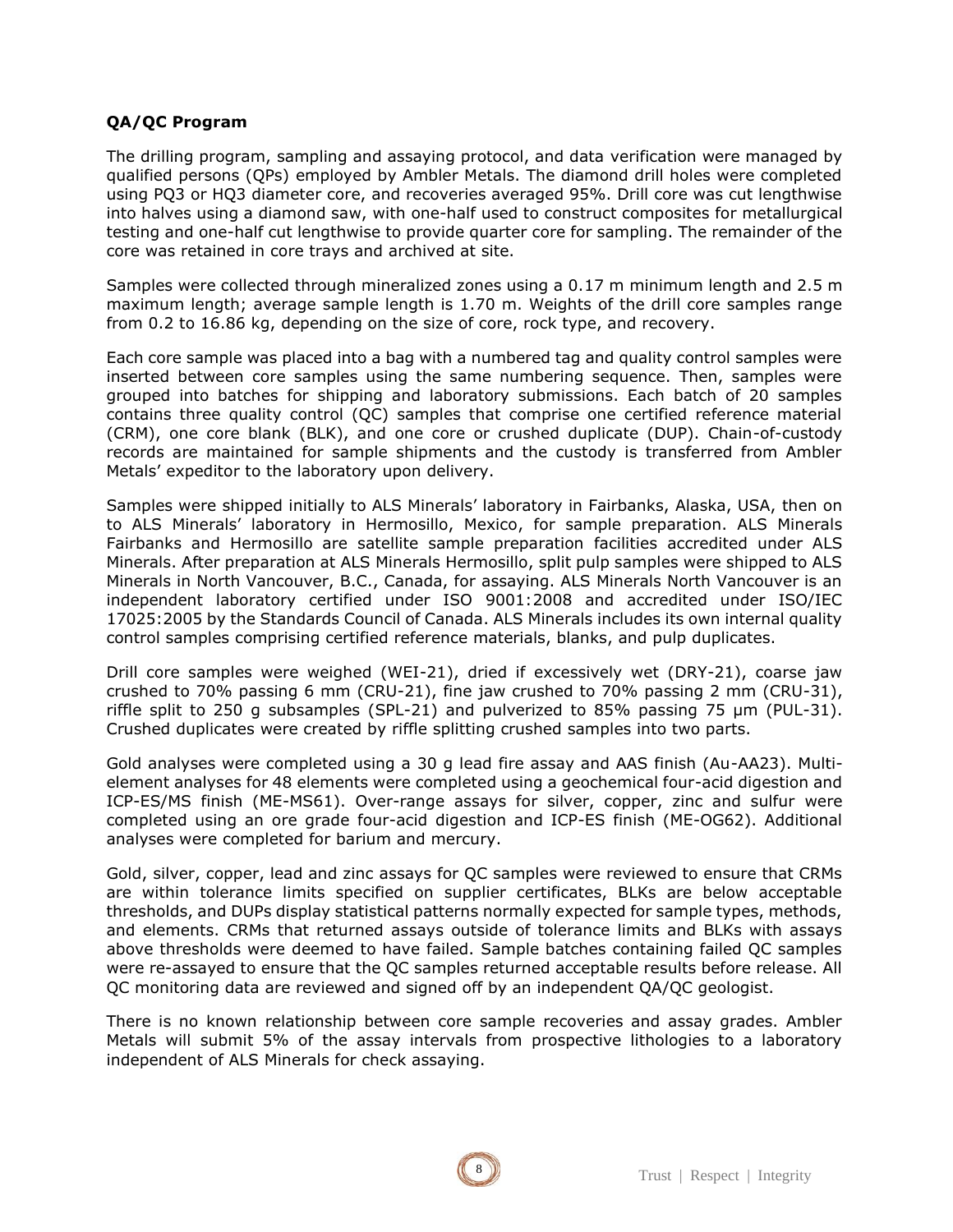**QA/QC Program**

The drilling program, sampling and assaying protocol, and data verification were managed by qualified persons (QPs) employed by Ambler Metals. The diamond drill holes were completed using PQ3 or HQ3 diameter core, and recoveries averaged 95%. Drill core was cut lengthwise into halves using a diamond saw, with one-half used to construct composites for metallurgical testing and one-half cut lengthwise to provide quarter core for sampling. The remainder of the core was retained in core trays and archived at site.

Samples were collected through mineralized zones using a 0.17 m minimum length and 2.5 m maximum length; average sample length is 1.70 m. Weights of the drill core samples range from 0.2 to 16.86 kg, depending on the size of core, rock type, and recovery.

Each core sample was placed into a bag with a numbered tag and quality control samples were inserted between core samples using the same numbering sequence. Then, samples were grouped into batches for shipping and laboratory submissions. Each batch of 20 samples contains three quality control (QC) samples that comprise one certified reference material (CRM), one core blank (BLK), and one core or crushed duplicate (DUP). Chain-of-custody records are maintained for sample shipments and the custody is transferred from Ambler Metals' expeditor to the laboratory upon delivery.

Samples were shipped initially to ALS Minerals' laboratory in Fairbanks, Alaska, USA, then on to ALS Minerals' laboratory in Hermosillo, Mexico, for sample preparation. ALS Minerals Fairbanks and Hermosillo are satellite sample preparation facilities accredited under ALS Minerals. After preparation at ALS Minerals Hermosillo, split pulp samples were shipped to ALS Minerals in North Vancouver, B.C., Canada, for assaying. ALS Minerals North Vancouver is an independent laboratory certified under ISO 9001:2008 and accredited under ISO/IEC 17025:2005 by the Standards Council of Canada. ALS Minerals includes its own internal quality control samples comprising certified reference materials, blanks, and pulp duplicates.

Drill core samples were weighed (WEI-21), dried if excessively wet (DRY-21), coarse jaw crushed to 70% passing 6 mm (CRU-21), fine jaw crushed to 70% passing 2 mm (CRU-31), riffle split to 250 g subsamples (SPL-21) and pulverized to 85% passing 75 µm (PUL-31). Crushed duplicates were created by riffle splitting crushed samples into two parts.

Gold analyses were completed using a 30 g lead fire assay and AAS finish (Au-AA23). Multi-element analyses for 48 elements were completed using a geochemical four-acid digestion and ICP-ES/MS finish (ME-MS61). Over-range assays for silver, copper, zinc and sulfur were completed using an ore grade four-acid digestion and ICP-ES finish (ME-OG62). Additional analyses were completed for barium and mercury.

Gold, silver, copper, lead and zinc assays for QC samples were reviewed to ensure that CRMs are within tolerance limits specified on supplier certificates, BLKs are below acceptable thresholds, and DUPs display statistical patterns normally expected for sample types, methods, and elements. CRMs that returned assays outside of tolerance limits and BLKs with assays above thresholds were deemed to have failed. Sample batches containing failed QC samples were re-assayed to ensure that the QC samples returned acceptable results before release. All QC monitoring data are reviewed and signed off by an independent QA/QC geologist.

There is no known relationship between core sample recoveries and assay grades. Ambler Metals will submit 5% of the assay intervals from prospective lithologies to a laboratory independent of ALS Minerals for check assaying.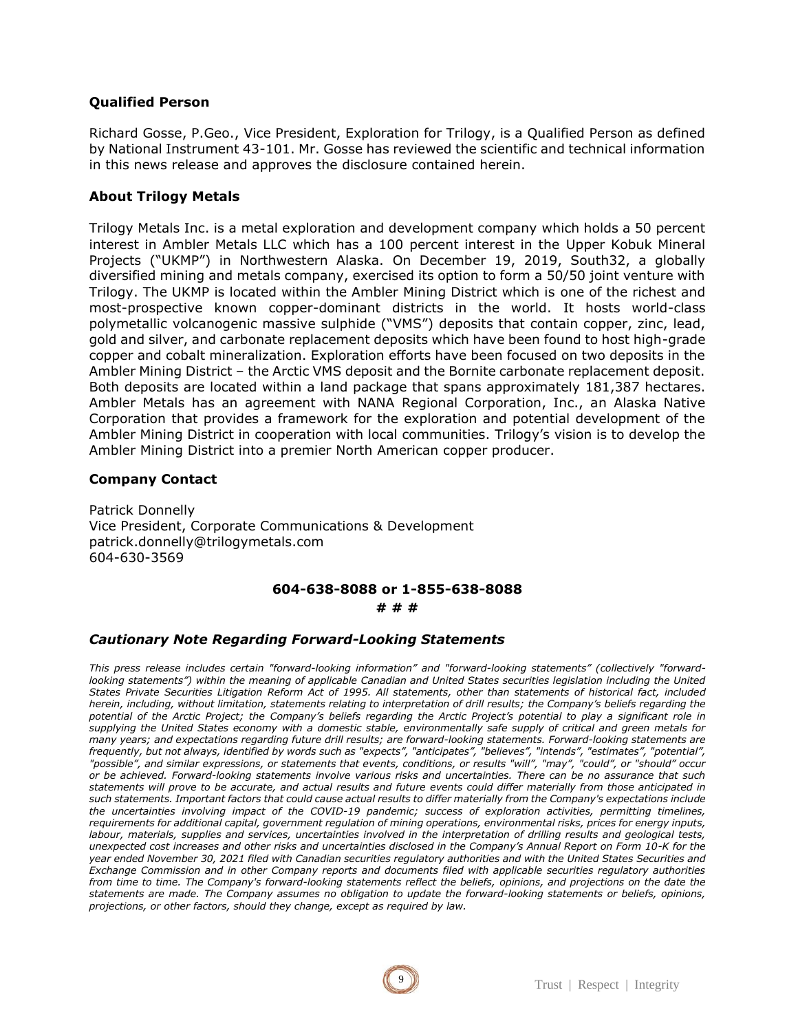### Qualified Person

Richard Gosse, P.Geo., Vice President, Exploration for Trilogy, is a Qualified Person as defined by National Instrument 43-101. Mr. Gosse has reviewed the scientific and technical information in this news release and approves the disclosure contained herein.

### About Trilogy Metals

Trilogy Metals Inc. is a metal exploration and development company which holds a 50 percent interest in Ambler Metals LLC which has a 100 percent interest in the Upper Kobuk Mineral Projects ("UKMP") in Northwestern Alaska. On December 19, 2019, South32, a globally diversified mining and metals company, exercised its option to form a 50/50 joint venture with Trilogy. The UKMP is located within the Ambler Mining District which is one of the richest and most-prospective known copper-dominant districts in the world. It hosts world-class polymetallic volcanogenic massive sulphide ("VMS") deposits that contain copper, zinc, lead, gold and silver, and carbonate replacement deposits which have been found to host high-grade copper and cobalt mineralization. Exploration efforts have been focused on two deposits in the Ambler Mining District – the Arctic VMS deposit and the Bornite carbonate replacement deposit. Both deposits are located within a land package that spans approximately 181,387 hectares. Ambler Metals has an agreement with NANA Regional Corporation, Inc., an Alaska Native Corporation that provides a framework for the exploration and potential development of the Ambler Mining District in cooperation with local communities. Trilogy's vision is to develop the Ambler Mining District into a premier North American copper producer.

### Company Contact

Patrick Donnelly
Vice President, Corporate Communications & Development
patrick.donnelly@trilogymetals.com
604-630-3569

**604-638-8088 or 1-855-638-8088**

**# # #**

### *Cautionary Note Regarding Forward-Looking Statements*

*This press release includes certain "forward-looking information" and "forward-looking statements" (collectively "forward-looking statements") within the meaning of applicable Canadian and United States securities legislation including the United States Private Securities Litigation Reform Act of 1995. All statements, other than statements of historical fact, included herein, including, without limitation, statements relating to interpretation of drill results; the Company's beliefs regarding the potential of the Arctic Project; the Company's beliefs regarding the Arctic Project's potential to play a significant role in supplying the United States economy with a domestic stable, environmentally safe supply of critical and green metals for many years; and expectations regarding future drill results; are forward-looking statements. Forward-looking statements are frequently, but not always, identified by words such as "expects", "anticipates", "believes", "intends", "estimates", "potential", "possible", and similar expressions, or statements that events, conditions, or results "will", "may", "could", or "should" occur or be achieved. Forward-looking statements involve various risks and uncertainties. There can be no assurance that such statements will prove to be accurate, and actual results and future events could differ materially from those anticipated in such statements. Important factors that could cause actual results to differ materially from the Company's expectations include the uncertainties involving impact of the COVID-19 pandemic; success of exploration activities, permitting timelines, requirements for additional capital, government regulation of mining operations, environmental risks, prices for energy inputs, labour, materials, supplies and services, uncertainties involved in the interpretation of drilling results and geological tests, unexpected cost increases and other risks and uncertainties disclosed in the Company's Annual Report on Form 10-K for the year ended November 30, 2021 filed with Canadian securities regulatory authorities and with the United States Securities and Exchange Commission and in other Company reports and documents filed with applicable securities regulatory authorities from time to time. The Company's forward-looking statements reflect the beliefs, opinions, and projections on the date the statements are made. The Company assumes no obligation to update the forward-looking statements or beliefs, opinions, projections, or other factors, should they change, except as required by law.*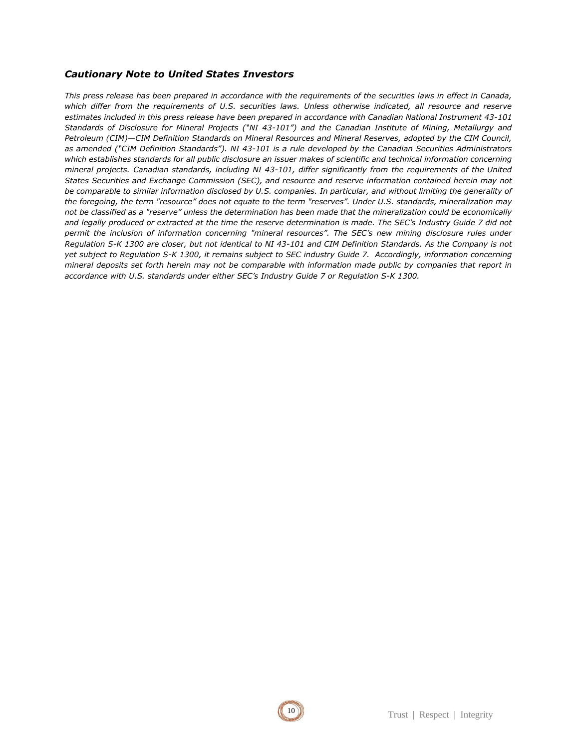## *Cautionary Note to United States Investors*

*This press release has been prepared in accordance with the requirements of the securities laws in effect in Canada, which differ from the requirements of U.S. securities laws. Unless otherwise indicated, all resource and reserve estimates included in this press release have been prepared in accordance with Canadian National Instrument 43-101 Standards of Disclosure for Mineral Projects ("NI 43-101") and the Canadian Institute of Mining, Metallurgy and Petroleum (CIM)—CIM Definition Standards on Mineral Resources and Mineral Reserves, adopted by the CIM Council, as amended ("CIM Definition Standards"). NI 43-101 is a rule developed by the Canadian Securities Administrators which establishes standards for all public disclosure an issuer makes of scientific and technical information concerning mineral projects. Canadian standards, including NI 43-101, differ significantly from the requirements of the United States Securities and Exchange Commission (SEC), and resource and reserve information contained herein may not be comparable to similar information disclosed by U.S. companies. In particular, and without limiting the generality of the foregoing, the term "resource" does not equate to the term "reserves". Under U.S. standards, mineralization may not be classified as a "reserve" unless the determination has been made that the mineralization could be economically and legally produced or extracted at the time the reserve determination is made. The SEC's Industry Guide 7 did not permit the inclusion of information concerning "mineral resources". The SEC's new mining disclosure rules under Regulation S-K 1300 are closer, but not identical to NI 43-101 and CIM Definition Standards. As the Company is not yet subject to Regulation S-K 1300, it remains subject to SEC industry Guide 7. Accordingly, information concerning mineral deposits set forth herein may not be comparable with information made public by companies that report in accordance with U.S. standards under either SEC's Industry Guide 7 or Regulation S-K 1300.*